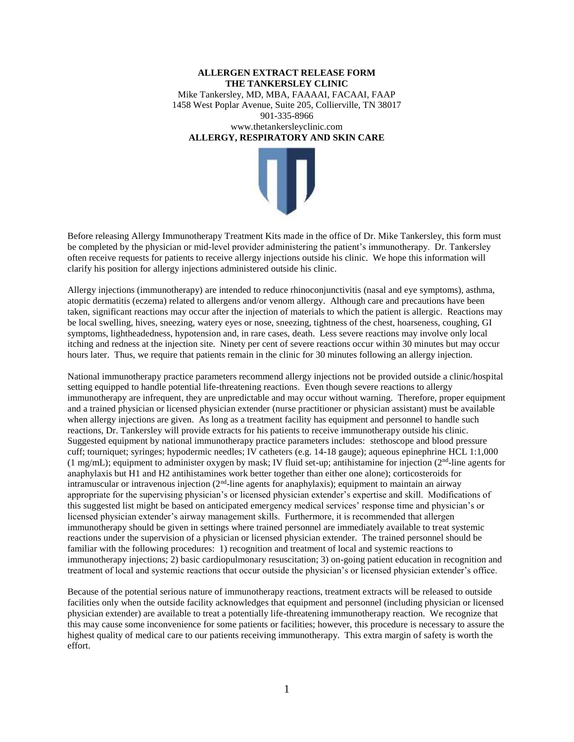**ALLERGEN EXTRACT RELEASE FORM**
**THE TANKERSLEY CLINIC**
Mike Tankersley, MD, MBA, FAAAAI, FACAAI, FAAP
1458 West Poplar Avenue, Suite 205, Collierville, TN 38017
901-335-8966
www.thetankersleyclinic.com
**ALLERGY, RESPIRATORY AND SKIN CARE**

Before releasing Allergy Immunotherapy Treatment Kits made in the office of Dr. Mike Tankersley, this form must be completed by the physician or mid-level provider administering the patient's immunotherapy. Dr. Tankersley often receive requests for patients to receive allergy injections outside his clinic. We hope this information will clarify his position for allergy injections administered outside his clinic.

Allergy injections (immunotherapy) are intended to reduce rhinoconjunctivitis (nasal and eye symptoms), asthma, atopic dermatitis (eczema) related to allergens and/or venom allergy. Although care and precautions have been taken, significant reactions may occur after the injection of materials to which the patient is allergic. Reactions may be local swelling, hives, sneezing, watery eyes or nose, sneezing, tightness of the chest, hoarseness, coughing, GI symptoms, lightheadedness, hypotension and, in rare cases, death. Less severe reactions may involve only local itching and redness at the injection site. Ninety per cent of severe reactions occur within 30 minutes but may occur hours later. Thus, we require that patients remain in the clinic for 30 minutes following an allergy injection.

National immunotherapy practice parameters recommend allergy injections not be provided outside a clinic/hospital setting equipped to handle potential life-threatening reactions. Even though severe reactions to allergy immunotherapy are infrequent, they are unpredictable and may occur without warning. Therefore, proper equipment and a trained physician or licensed physician extender (nurse practitioner or physician assistant) must be available when allergy injections are given. As long as a treatment facility has equipment and personnel to handle such reactions, Dr. Tankersley will provide extracts for his patients to receive immunotherapy outside his clinic. Suggested equipment by national immunotherapy practice parameters includes: stethoscope and blood pressure cuff; tourniquet; syringes; hypodermic needles; IV catheters (e.g. 14-18 gauge); aqueous epinephrine HCL 1:1,000 (1 mg/mL); equipment to administer oxygen by mask; IV fluid set-up; antihistamine for injection (2nd-line agents for anaphylaxis but H1 and H2 antihistamines work better together than either one alone); corticosteroids for intramuscular or intravenous injection (2nd-line agents for anaphylaxis); equipment to maintain an airway appropriate for the supervising physician's or licensed physician extender's expertise and skill. Modifications of this suggested list might be based on anticipated emergency medical services' response time and physician's or licensed physician extender's airway management skills. Furthermore, it is recommended that allergen immunotherapy should be given in settings where trained personnel are immediately available to treat systemic reactions under the supervision of a physician or licensed physician extender. The trained personnel should be familiar with the following procedures: 1) recognition and treatment of local and systemic reactions to immunotherapy injections; 2) basic cardiopulmonary resuscitation; 3) on-going patient education in recognition and treatment of local and systemic reactions that occur outside the physician's or licensed physician extender's office.

Because of the potential serious nature of immunotherapy reactions, treatment extracts will be released to outside facilities only when the outside facility acknowledges that equipment and personnel (including physician or licensed physician extender) are available to treat a potentially life-threatening immunotherapy reaction. We recognize that this may cause some inconvenience for some patients or facilities; however, this procedure is necessary to assure the highest quality of medical care to our patients receiving immunotherapy. This extra margin of safety is worth the effort.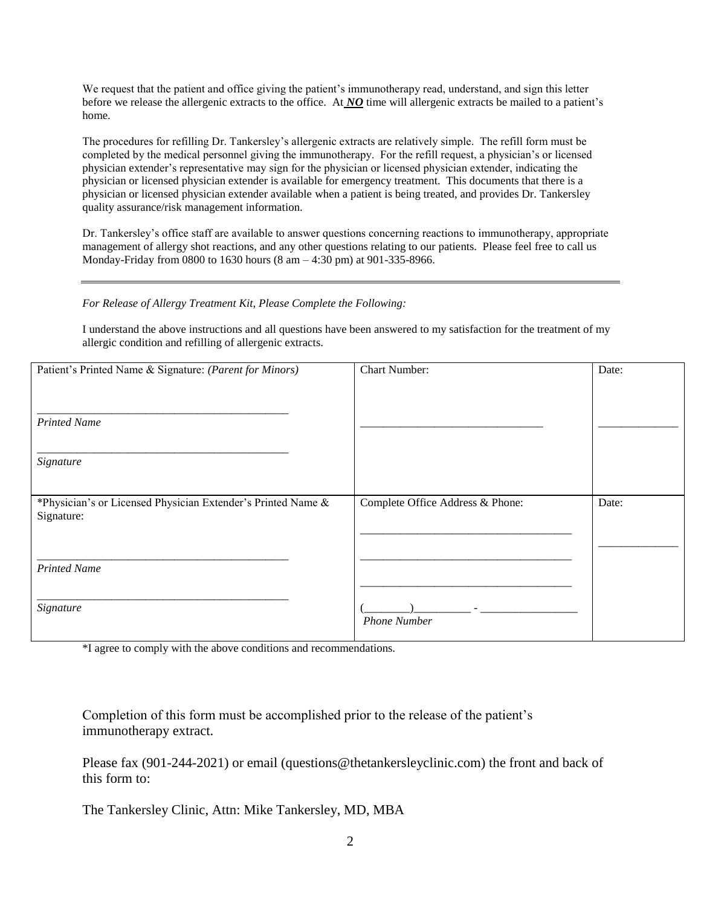We request that the patient and office giving the patient's immunotherapy read, understand, and sign this letter before we release the allergenic extracts to the office. At ***NO*** time will allergenic extracts be mailed to a patient's home.

The procedures for refilling Dr. Tankersley's allergenic extracts are relatively simple. The refill form must be completed by the medical personnel giving the immunotherapy. For the refill request, a physician's or licensed physician extender's representative may sign for the physician or licensed physician extender, indicating the physician or licensed physician extender is available for emergency treatment. This documents that there is a physician or licensed physician extender available when a patient is being treated, and provides Dr. Tankersley quality assurance/risk management information.

Dr. Tankersley's office staff are available to answer questions concerning reactions to immunotherapy, appropriate management of allergy shot reactions, and any other questions relating to our patients. Please feel free to call us Monday-Friday from 0800 to 1630 hours (8 am – 4:30 pm) at 901-335-8966.

---

*For Release of Allergy Treatment Kit, Please Complete the Following:*

I understand the above instructions and all questions have been answered to my satisfaction for the treatment of my allergic condition and refilling of allergenic extracts.

| | | |
|---|---|---|
| Patient's Printed Name & Signature: *(Parent for Minors)*<br><br>______________________________<br>*Printed Name*<br><br>______________________________<br>*Signature* | Chart Number:<br><br>______________________________ | Date:<br><br>______________ |
| *Physician's or Licensed Physician Extender's Printed Name & Signature:<br><br>______________________________<br>*Printed Name*<br><br>______________________________<br>*Signature* | Complete Office Address & Phone:<br><br>______________________________<br>______________________________<br>______________________________<br>(________)__________ - ________________<br>*Phone Number* | Date:<br><br>______________ |

*I agree to comply with the above conditions and recommendations.

Completion of this form must be accomplished prior to the release of the patient's immunotherapy extract.

Please fax (901-244-2021) or email (questions@thetankersleyclinic.com) the front and back of this form to:

The Tankersley Clinic, Attn: Mike Tankersley, MD, MBA